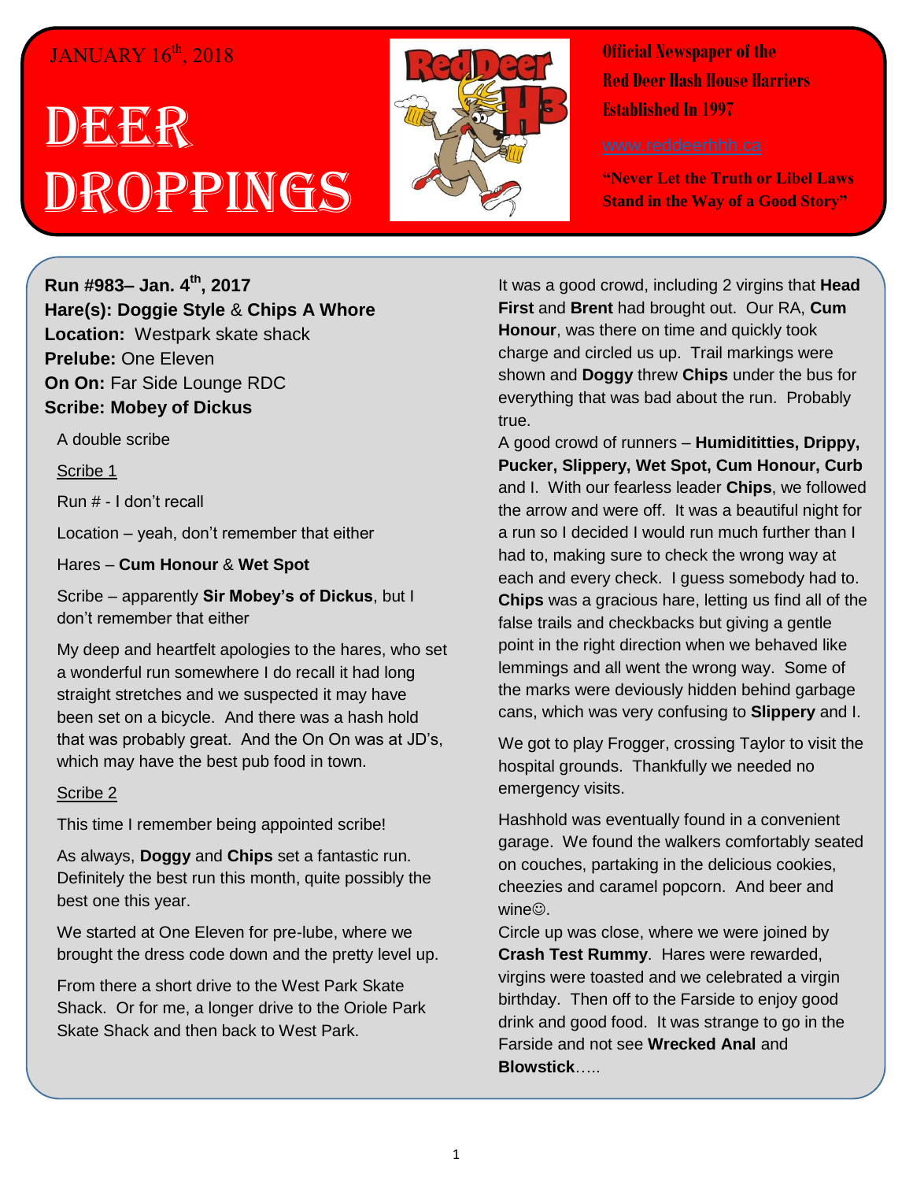JANUARY 16th, 2018

# DEER DROPPINGS

**Official Newspaper of the Red Deer Hash House Harriers Established In 1997**

www.reddeerhhh.ca

**"Never Let the Truth or Libel Laws Stand in the Way of a Good Story"**

**Run #983– Jan. 4th, 2017**
**Hare(s): Doggie Style** & **Chips A Whore**
**Location:** Westpark skate shack
**Prelube:** One Eleven
**On On:** Far Side Lounge RDC
**Scribe: Mobey of Dickus**

A double scribe

Scribe 1

Run # - I don't recall

Location – yeah, don't remember that either

Hares – **Cum Honour** & **Wet Spot**

Scribe – apparently **Sir Mobey's of Dickus**, but I don't remember that either

My deep and heartfelt apologies to the hares, who set a wonderful run somewhere I do recall it had long straight stretches and we suspected it may have been set on a bicycle. And there was a hash hold that was probably great. And the On On was at JD's, which may have the best pub food in town.

Scribe 2

This time I remember being appointed scribe!

As always, **Doggy** and **Chips** set a fantastic run. Definitely the best run this month, quite possibly the best one this year.

We started at One Eleven for pre-lube, where we brought the dress code down and the pretty level up.

From there a short drive to the West Park Skate Shack. Or for me, a longer drive to the Oriole Park Skate Shack and then back to West Park.

It was a good crowd, including 2 virgins that **Head First** and **Brent** had brought out. Our RA, **Cum Honour**, was there on time and quickly took charge and circled us up. Trail markings were shown and **Doggy** threw **Chips** under the bus for everything that was bad about the run. Probably true.

A good crowd of runners – **Humidititties, Drippy, Pucker, Slippery, Wet Spot, Cum Honour, Curb** and I. With our fearless leader **Chips**, we followed the arrow and were off. It was a beautiful night for a run so I decided I would run much further than I had to, making sure to check the wrong way at each and every check. I guess somebody had to. **Chips** was a gracious hare, letting us find all of the false trails and checkbacks but giving a gentle point in the right direction when we behaved like lemmings and all went the wrong way. Some of the marks were deviously hidden behind garbage cans, which was very confusing to **Slippery** and I.

We got to play Frogger, crossing Taylor to visit the hospital grounds. Thankfully we needed no emergency visits.

Hashhold was eventually found in a convenient garage. We found the walkers comfortably seated on couches, partaking in the delicious cookies, cheezies and caramel popcorn. And beer and wine☺.

Circle up was close, where we were joined by **Crash Test Rummy**. Hares were rewarded, virgins were toasted and we celebrated a virgin birthday. Then off to the Farside to enjoy good drink and good food. It was strange to go in the Farside and not see **Wrecked Anal** and **Blowstick**…..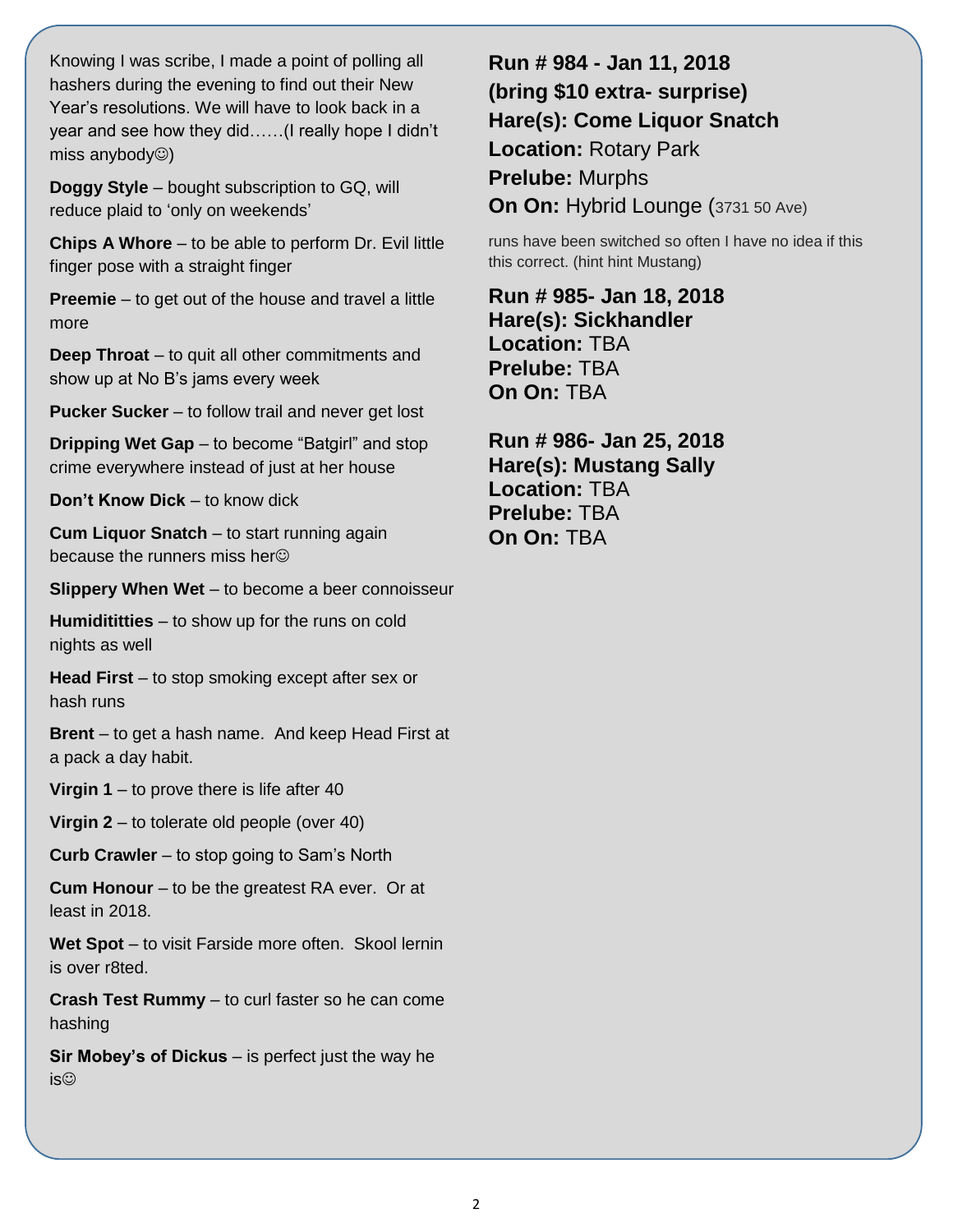Knowing I was scribe, I made a point of polling all hashers during the evening to find out their New Year's resolutions. We will have to look back in a year and see how they did……(I really hope I didn't miss anybody☺)

**Doggy Style** – bought subscription to GQ, will reduce plaid to 'only on weekends'

**Chips A Whore** – to be able to perform Dr. Evil little finger pose with a straight finger

**Preemie** – to get out of the house and travel a little more

**Deep Throat** – to quit all other commitments and show up at No B's jams every week

**Pucker Sucker** – to follow trail and never get lost

**Dripping Wet Gap** – to become "Batgirl" and stop crime everywhere instead of just at her house

**Don't Know Dick** – to know dick

**Cum Liquor Snatch** – to start running again because the runners miss her☺

**Slippery When Wet** – to become a beer connoisseur

**Humidititties** – to show up for the runs on cold nights as well

**Head First** – to stop smoking except after sex or hash runs

**Brent** – to get a hash name. And keep Head First at a pack a day habit.

**Virgin 1** – to prove there is life after 40

**Virgin 2** – to tolerate old people (over 40)

**Curb Crawler** – to stop going to Sam's North

**Cum Honour** – to be the greatest RA ever. Or at least in 2018.

**Wet Spot** – to visit Farside more often. Skool lernin is over r8ted.

**Crash Test Rummy** – to curl faster so he can come hashing

**Sir Mobey's of Dickus** – is perfect just the way he is☺

**Run # 984 - Jan 11, 2018**
**(bring $10 extra- surprise)**
**Hare(s): Come Liquor Snatch**
**Location:** Rotary Park
**Prelube:** Murphs
**On On:** Hybrid Lounge (3731 50 Ave)

runs have been switched so often I have no idea if this this correct. (hint hint Mustang)

**Run # 985- Jan 18, 2018**
**Hare(s): Sickhandler**
**Location:** TBA
**Prelube:** TBA
**On On:** TBA

**Run # 986- Jan 25, 2018**
**Hare(s): Mustang Sally**
**Location:** TBA
**Prelube:** TBA
**On On:** TBA